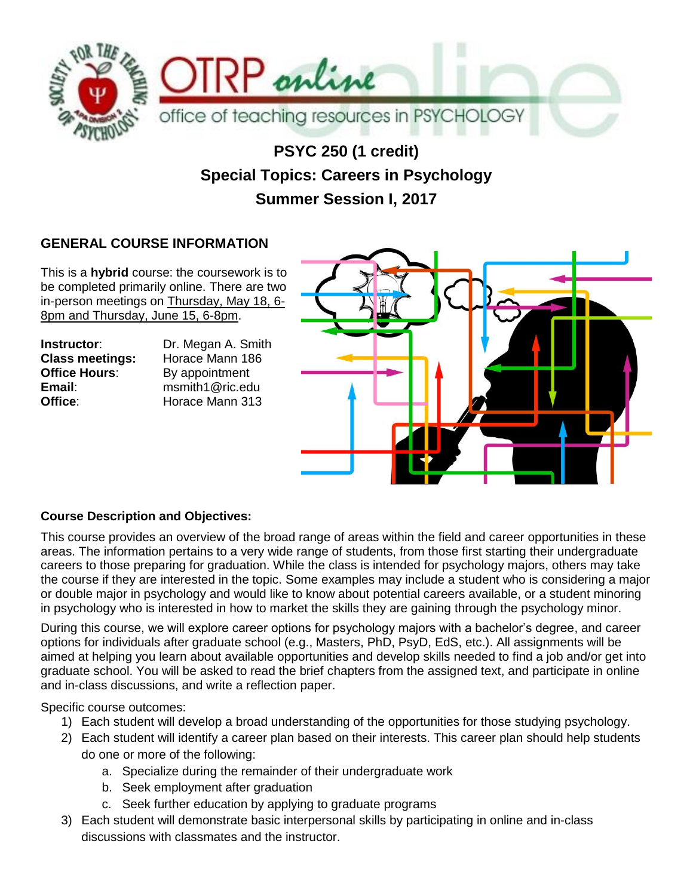# PSYC 250 (1 credit)
# Special Topics: Careers in Psychology
# Summer Session I, 2017

## GENERAL COURSE INFORMATION

This is a **hybrid** course: the coursework is to be completed primarily online. There are two in-person meetings on Thursday, May 18, 6-8pm and Thursday, June 15, 6-8pm.

**Instructor**: Dr. Megan A. Smith
**Class meetings:** Horace Mann 186
**Office Hours**: By appointment
**Email**: msmith1@ric.edu
**Office**: Horace Mann 313

### Course Description and Objectives:

This course provides an overview of the broad range of areas within the field and career opportunities in these areas. The information pertains to a very wide range of students, from those first starting their undergraduate careers to those preparing for graduation. While the class is intended for psychology majors, others may take the course if they are interested in the topic. Some examples may include a student who is considering a major or double major in psychology and would like to know about potential careers available, or a student minoring in psychology who is interested in how to market the skills they are gaining through the psychology minor.

During this course, we will explore career options for psychology majors with a bachelor's degree, and career options for individuals after graduate school (e.g., Masters, PhD, PsyD, EdS, etc.). All assignments will be aimed at helping you learn about available opportunities and develop skills needed to find a job and/or get into graduate school. You will be asked to read the brief chapters from the assigned text, and participate in online and in-class discussions, and write a reflection paper.

Specific course outcomes:

1) Each student will develop a broad understanding of the opportunities for those studying psychology.
2) Each student will identify a career plan based on their interests. This career plan should help students do one or more of the following:
    a. Specialize during the remainder of their undergraduate work
    b. Seek employment after graduation
    c. Seek further education by applying to graduate programs
3) Each student will demonstrate basic interpersonal skills by participating in online and in-class discussions with classmates and the instructor.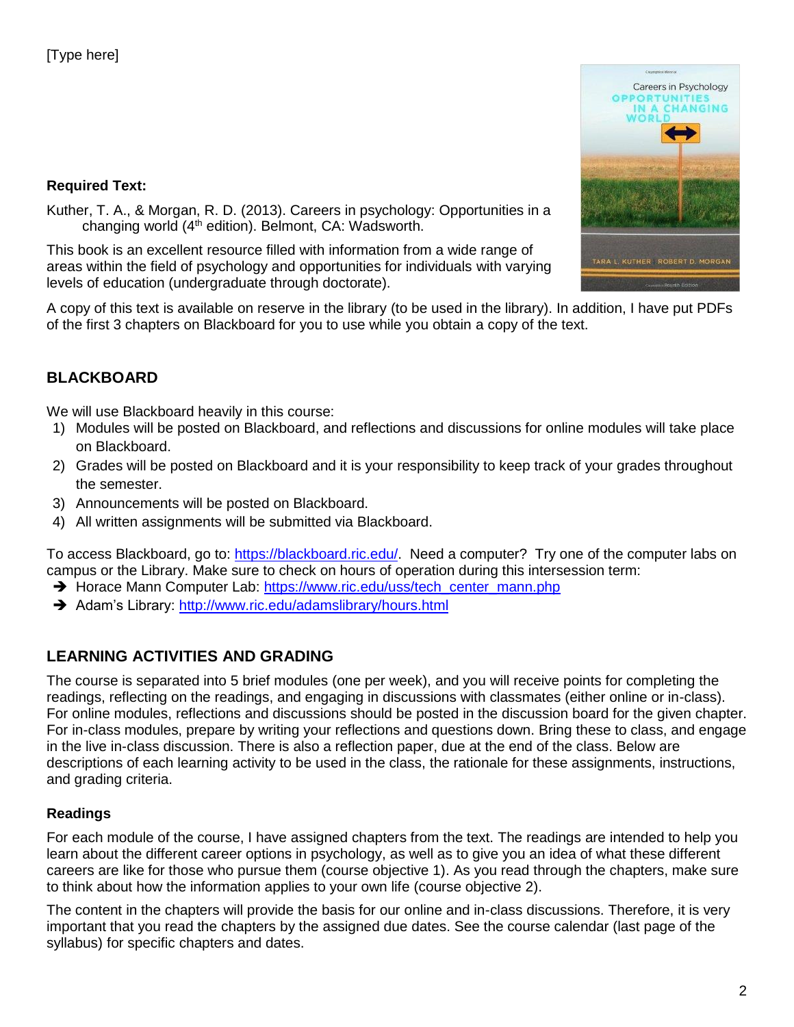[Type here]

**Required Text:**

Kuther, T. A., & Morgan, R. D. (2013). Careers in psychology: Opportunities in a changing world (4th edition). Belmont, CA: Wadsworth.

This book is an excellent resource filled with information from a wide range of areas within the field of psychology and opportunities for individuals with varying levels of education (undergraduate through doctorate).

A copy of this text is available on reserve in the library (to be used in the library). In addition, I have put PDFs of the first 3 chapters on Blackboard for you to use while you obtain a copy of the text.

## BLACKBOARD

We will use Blackboard heavily in this course:

1) Modules will be posted on Blackboard, and reflections and discussions for online modules will take place on Blackboard.
2) Grades will be posted on Blackboard and it is your responsibility to keep track of your grades throughout the semester.
3) Announcements will be posted on Blackboard.
4) All written assignments will be submitted via Blackboard.

To access Blackboard, go to: https://blackboard.ric.edu/. Need a computer? Try one of the computer labs on campus or the Library. Make sure to check on hours of operation during this intersession term:

- ➔ Horace Mann Computer Lab: https://www.ric.edu/uss/tech_center_mann.php
- ➔ Adam's Library: http://www.ric.edu/adamslibrary/hours.html

## LEARNING ACTIVITIES AND GRADING

The course is separated into 5 brief modules (one per week), and you will receive points for completing the readings, reflecting on the readings, and engaging in discussions with classmates (either online or in-class). For online modules, reflections and discussions should be posted in the discussion board for the given chapter. For in-class modules, prepare by writing your reflections and questions down. Bring these to class, and engage in the live in-class discussion. There is also a reflection paper, due at the end of the class. Below are descriptions of each learning activity to be used in the class, the rationale for these assignments, instructions, and grading criteria.

### Readings

For each module of the course, I have assigned chapters from the text. The readings are intended to help you learn about the different career options in psychology, as well as to give you an idea of what these different careers are like for those who pursue them (course objective 1). As you read through the chapters, make sure to think about how the information applies to your own life (course objective 2).

The content in the chapters will provide the basis for our online and in-class discussions. Therefore, it is very important that you read the chapters by the assigned due dates. See the course calendar (last page of the syllabus) for specific chapters and dates.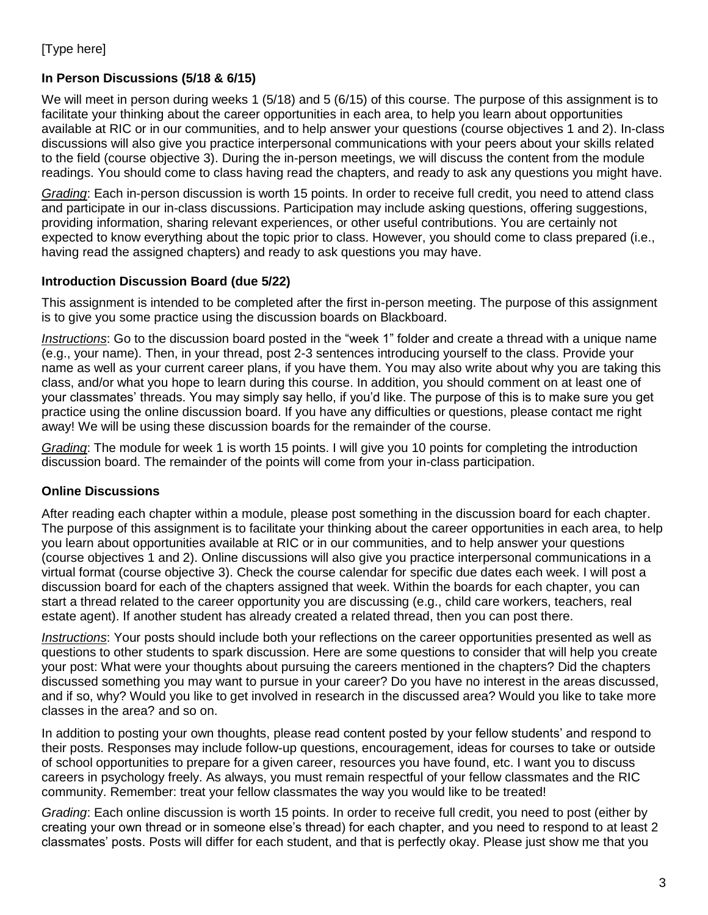[Type here]

### In Person Discussions (5/18 & 6/15)

We will meet in person during weeks 1 (5/18) and 5 (6/15) of this course. The purpose of this assignment is to facilitate your thinking about the career opportunities in each area, to help you learn about opportunities available at RIC or in our communities, and to help answer your questions (course objectives 1 and 2). In-class discussions will also give you practice interpersonal communications with your peers about your skills related to the field (course objective 3). During the in-person meetings, we will discuss the content from the module readings. You should come to class having read the chapters, and ready to ask any questions you might have.

*Grading*: Each in-person discussion is worth 15 points. In order to receive full credit, you need to attend class and participate in our in-class discussions. Participation may include asking questions, offering suggestions, providing information, sharing relevant experiences, or other useful contributions. You are certainly not expected to know everything about the topic prior to class. However, you should come to class prepared (i.e., having read the assigned chapters) and ready to ask questions you may have.

### Introduction Discussion Board (due 5/22)

This assignment is intended to be completed after the first in-person meeting. The purpose of this assignment is to give you some practice using the discussion boards on Blackboard.

*Instructions*: Go to the discussion board posted in the "week 1" folder and create a thread with a unique name (e.g., your name). Then, in your thread, post 2-3 sentences introducing yourself to the class. Provide your name as well as your current career plans, if you have them. You may also write about why you are taking this class, and/or what you hope to learn during this course. In addition, you should comment on at least one of your classmates' threads. You may simply say hello, if you'd like. The purpose of this is to make sure you get practice using the online discussion board. If you have any difficulties or questions, please contact me right away! We will be using these discussion boards for the remainder of the course.

*Grading*: The module for week 1 is worth 15 points. I will give you 10 points for completing the introduction discussion board. The remainder of the points will come from your in-class participation.

### Online Discussions

After reading each chapter within a module, please post something in the discussion board for each chapter. The purpose of this assignment is to facilitate your thinking about the career opportunities in each area, to help you learn about opportunities available at RIC or in our communities, and to help answer your questions (course objectives 1 and 2). Online discussions will also give you practice interpersonal communications in a virtual format (course objective 3). Check the course calendar for specific due dates each week. I will post a discussion board for each of the chapters assigned that week. Within the boards for each chapter, you can start a thread related to the career opportunity you are discussing (e.g., child care workers, teachers, real estate agent). If another student has already created a related thread, then you can post there.

*Instructions*: Your posts should include both your reflections on the career opportunities presented as well as questions to other students to spark discussion. Here are some questions to consider that will help you create your post: What were your thoughts about pursuing the careers mentioned in the chapters? Did the chapters discussed something you may want to pursue in your career? Do you have no interest in the areas discussed, and if so, why? Would you like to get involved in research in the discussed area? Would you like to take more classes in the area? and so on.

In addition to posting your own thoughts, please read content posted by your fellow students' and respond to their posts. Responses may include follow-up questions, encouragement, ideas for courses to take or outside of school opportunities to prepare for a given career, resources you have found, etc. I want you to discuss careers in psychology freely. As always, you must remain respectful of your fellow classmates and the RIC community. Remember: treat your fellow classmates the way you would like to be treated!

*Grading*: Each online discussion is worth 15 points. In order to receive full credit, you need to post (either by creating your own thread or in someone else's thread) for each chapter, and you need to respond to at least 2 classmates' posts. Posts will differ for each student, and that is perfectly okay. Please just show me that you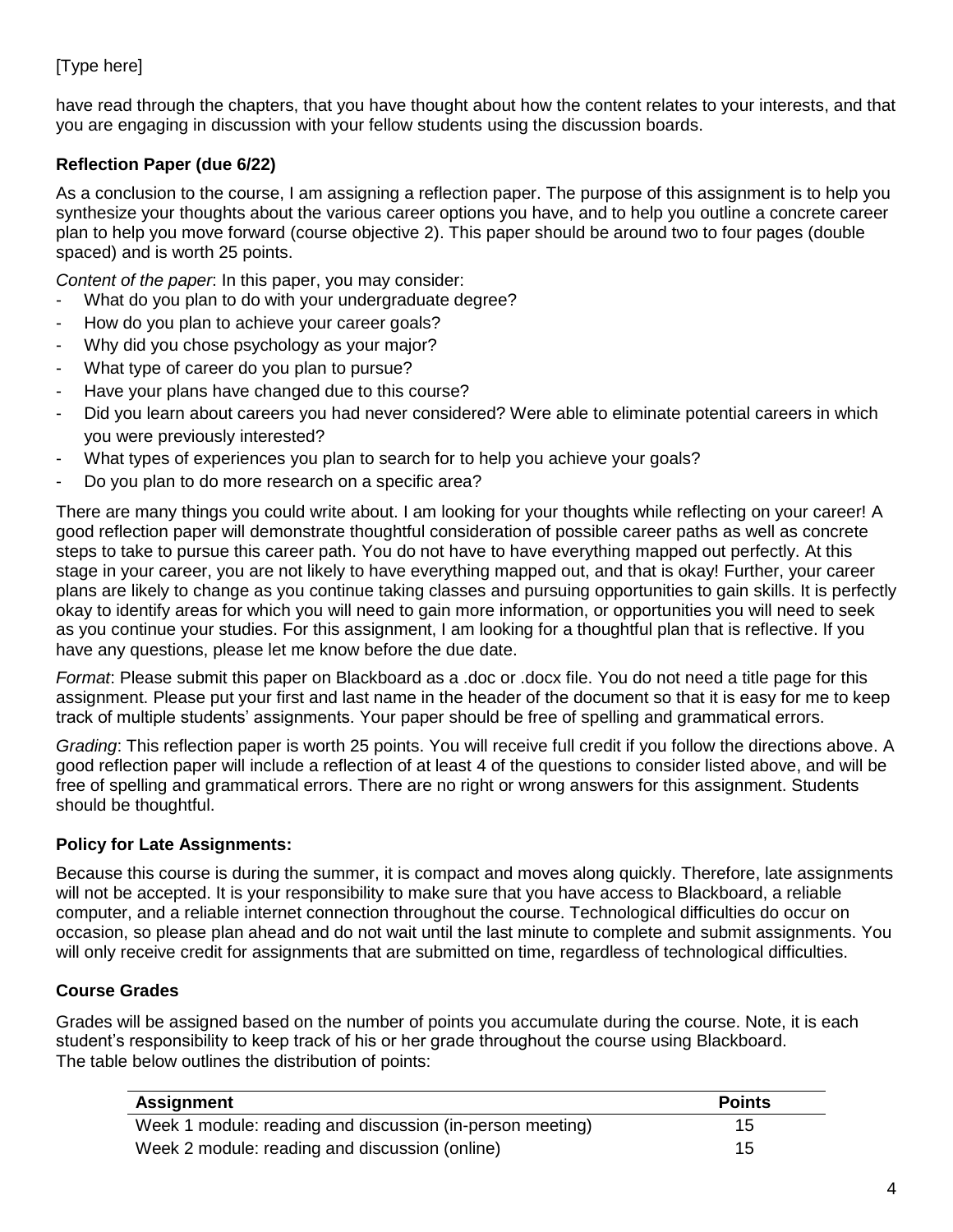have read through the chapters, that you have thought about how the content relates to your interests, and that you are engaging in discussion with your fellow students using the discussion boards.

**Reflection Paper (due 6/22)**

As a conclusion to the course, I am assigning a reflection paper. The purpose of this assignment is to help you synthesize your thoughts about the various career options you have, and to help you outline a concrete career plan to help you move forward (course objective 2). This paper should be around two to four pages (double spaced) and is worth 25 points.

*Content of the paper*: In this paper, you may consider:

- What do you plan to do with your undergraduate degree?
- How do you plan to achieve your career goals?
- Why did you chose psychology as your major?
- What type of career do you plan to pursue?
- Have your plans have changed due to this course?
- Did you learn about careers you had never considered? Were able to eliminate potential careers in which you were previously interested?
- What types of experiences you plan to search for to help you achieve your goals?
- Do you plan to do more research on a specific area?

There are many things you could write about. I am looking for your thoughts while reflecting on your career! A good reflection paper will demonstrate thoughtful consideration of possible career paths as well as concrete steps to take to pursue this career path. You do not have to have everything mapped out perfectly. At this stage in your career, you are not likely to have everything mapped out, and that is okay! Further, your career plans are likely to change as you continue taking classes and pursuing opportunities to gain skills. It is perfectly okay to identify areas for which you will need to gain more information, or opportunities you will need to seek as you continue your studies. For this assignment, I am looking for a thoughtful plan that is reflective. If you have any questions, please let me know before the due date.

*Format*: Please submit this paper on Blackboard as a .doc or .docx file. You do not need a title page for this assignment. Please put your first and last name in the header of the document so that it is easy for me to keep track of multiple students' assignments. Your paper should be free of spelling and grammatical errors.

*Grading*: This reflection paper is worth 25 points. You will receive full credit if you follow the directions above. A good reflection paper will include a reflection of at least 4 of the questions to consider listed above, and will be free of spelling and grammatical errors. There are no right or wrong answers for this assignment. Students should be thoughtful.

**Policy for Late Assignments:**

Because this course is during the summer, it is compact and moves along quickly. Therefore, late assignments will not be accepted. It is your responsibility to make sure that you have access to Blackboard, a reliable computer, and a reliable internet connection throughout the course. Technological difficulties do occur on occasion, so please plan ahead and do not wait until the last minute to complete and submit assignments. You will only receive credit for assignments that are submitted on time, regardless of technological difficulties.

**Course Grades**

Grades will be assigned based on the number of points you accumulate during the course. Note, it is each student's responsibility to keep track of his or her grade throughout the course using Blackboard.
The table below outlines the distribution of points:

| Assignment | Points |
|---|---|
| Week 1 module: reading and discussion (in-person meeting) | 15 |
| Week 2 module: reading and discussion (online) | 15 |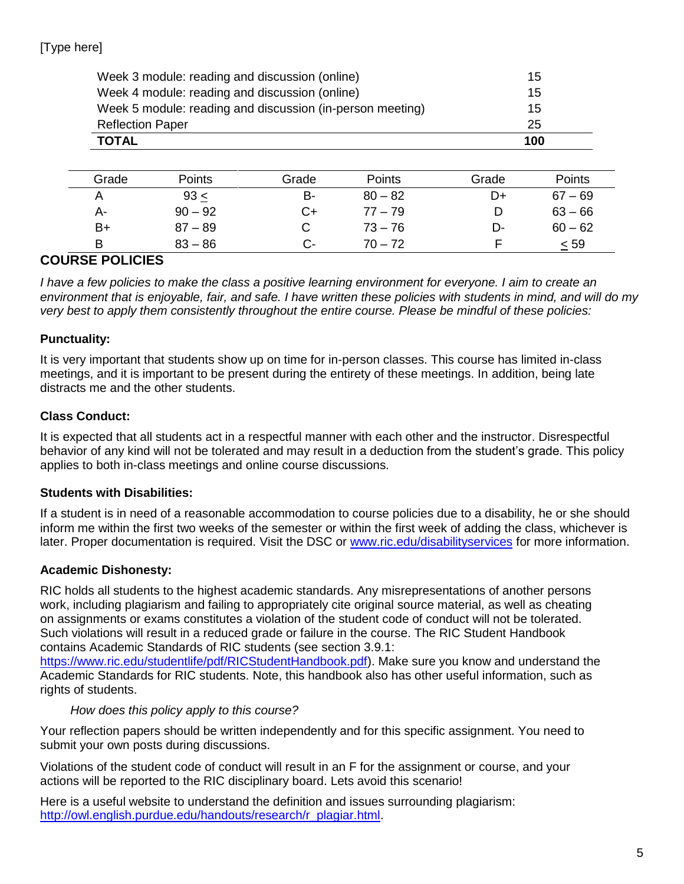[Type here]

| | |
|---|---|
| Week 3 module: reading and discussion (online) | 15 |
| Week 4 module: reading and discussion (online) | 15 |
| Week 5 module: reading and discussion (in-person meeting) | 15 |
| Reflection Paper | 25 |
| **TOTAL** | **100** |

| Grade | Points | Grade | Points | Grade | Points |
|---|---|---|---|---|---|
| A | 93 ≤ | B- | 80 – 82 | D+ | 67 – 69 |
| A- | 90 – 92 | C+ | 77 – 79 | D | 63 – 66 |
| B+ | 87 – 89 | C | 73 – 76 | D- | 60 – 62 |
| B | 83 – 86 | C- | 70 – 72 | F | ≤ 59 |

## COURSE POLICIES

*I have a few policies to make the class a positive learning environment for everyone. I aim to create an environment that is enjoyable, fair, and safe. I have written these policies with students in mind, and will do my very best to apply them consistently throughout the entire course. Please be mindful of these policies:*

### Punctuality:

It is very important that students show up on time for in-person classes. This course has limited in-class meetings, and it is important to be present during the entirety of these meetings. In addition, being late distracts me and the other students.

### Class Conduct:

It is expected that all students act in a respectful manner with each other and the instructor. Disrespectful behavior of any kind will not be tolerated and may result in a deduction from the student's grade. This policy applies to both in-class meetings and online course discussions.

### Students with Disabilities:

If a student is in need of a reasonable accommodation to course policies due to a disability, he or she should inform me within the first two weeks of the semester or within the first week of adding the class, whichever is later. Proper documentation is required. Visit the DSC or [www.ric.edu/disabilityservices](http://www.ric.edu/disabilityservices) for more information.

### Academic Dishonesty:

RIC holds all students to the highest academic standards. Any misrepresentations of another persons work, including plagiarism and failing to appropriately cite original source material, as well as cheating on assignments or exams constitutes a violation of the student code of conduct will not be tolerated. Such violations will result in a reduced grade or failure in the course. The RIC Student Handbook contains Academic Standards of RIC students (see section 3.9.1: [https://www.ric.edu/studentlife/pdf/RICStudentHandbook.pdf](https://www.ric.edu/studentlife/pdf/RICStudentHandbook.pdf)). Make sure you know and understand the Academic Standards for RIC students. Note, this handbook also has other useful information, such as rights of students.

*How does this policy apply to this course?*

Your reflection papers should be written independently and for this specific assignment. You need to submit your own posts during discussions.

Violations of the student code of conduct will result in an F for the assignment or course, and your actions will be reported to the RIC disciplinary board. Lets avoid this scenario!

Here is a useful website to understand the definition and issues surrounding plagiarism: [http://owl.english.purdue.edu/handouts/research/r_plagiar.html](http://owl.english.purdue.edu/handouts/research/r_plagiar.html).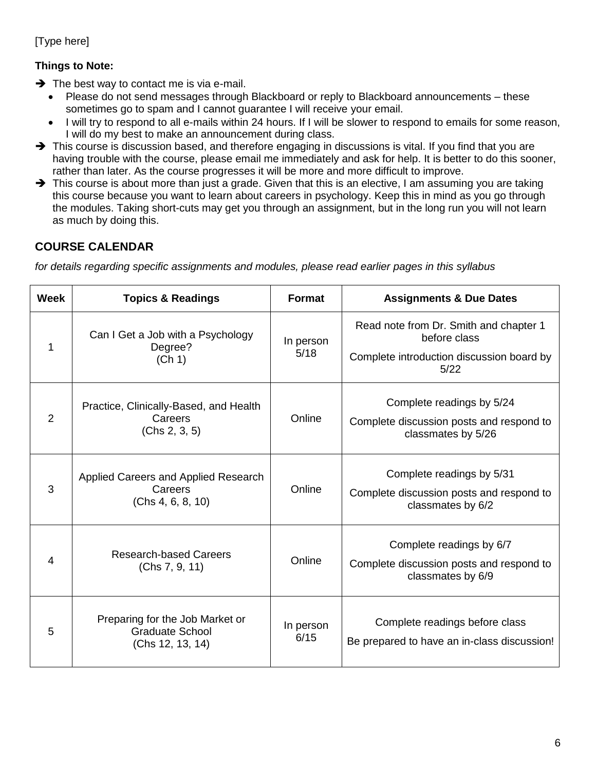[Type here]

**Things to Note:**

- ➔ The best way to contact me is via e-mail.
  - Please do not send messages through Blackboard or reply to Blackboard announcements – these sometimes go to spam and I cannot guarantee I will receive your email.
  - I will try to respond to all e-mails within 24 hours. If I will be slower to respond to emails for some reason, I will do my best to make an announcement during class.
- ➔ This course is discussion based, and therefore engaging in discussions is vital. If you find that you are having trouble with the course, please email me immediately and ask for help. It is better to do this sooner, rather than later. As the course progresses it will be more and more difficult to improve.
- ➔ This course is about more than just a grade. Given that this is an elective, I am assuming you are taking this course because you want to learn about careers in psychology. Keep this in mind as you go through the modules. Taking short-cuts may get you through an assignment, but in the long run you will not learn as much by doing this.

## COURSE CALENDAR

*for details regarding specific assignments and modules, please read earlier pages in this syllabus*

| Week | Topics & Readings | Format | Assignments & Due Dates |
|---|---|---|---|
| 1 | Can I Get a Job with a Psychology Degree? (Ch 1) | In person 5/18 | Read note from Dr. Smith and chapter 1 before class<br>Complete introduction discussion board by 5/22 |
| 2 | Practice, Clinically-Based, and Health Careers (Chs 2, 3, 5) | Online | Complete readings by 5/24<br>Complete discussion posts and respond to classmates by 5/26 |
| 3 | Applied Careers and Applied Research Careers (Chs 4, 6, 8, 10) | Online | Complete readings by 5/31<br>Complete discussion posts and respond to classmates by 6/2 |
| 4 | Research-based Careers (Chs 7, 9, 11) | Online | Complete readings by 6/7<br>Complete discussion posts and respond to classmates by 6/9 |
| 5 | Preparing for the Job Market or Graduate School (Chs 12, 13, 14) | In person 6/15 | Complete readings before class<br>Be prepared to have an in-class discussion! |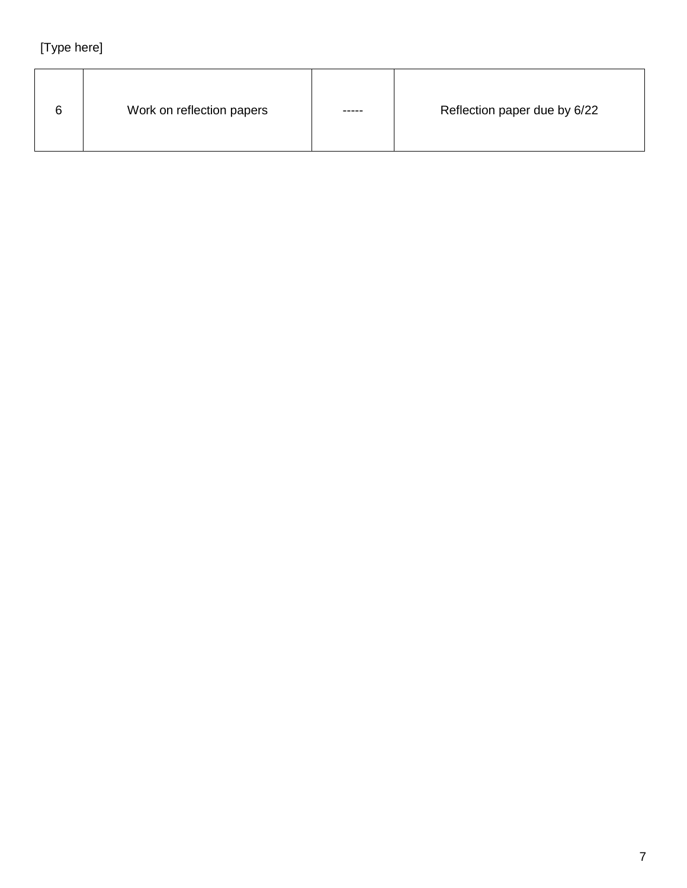| | | | |
|---|---|---|---|
| 6 | Work on reflection papers | ----- | Reflection paper due by 6/22 |